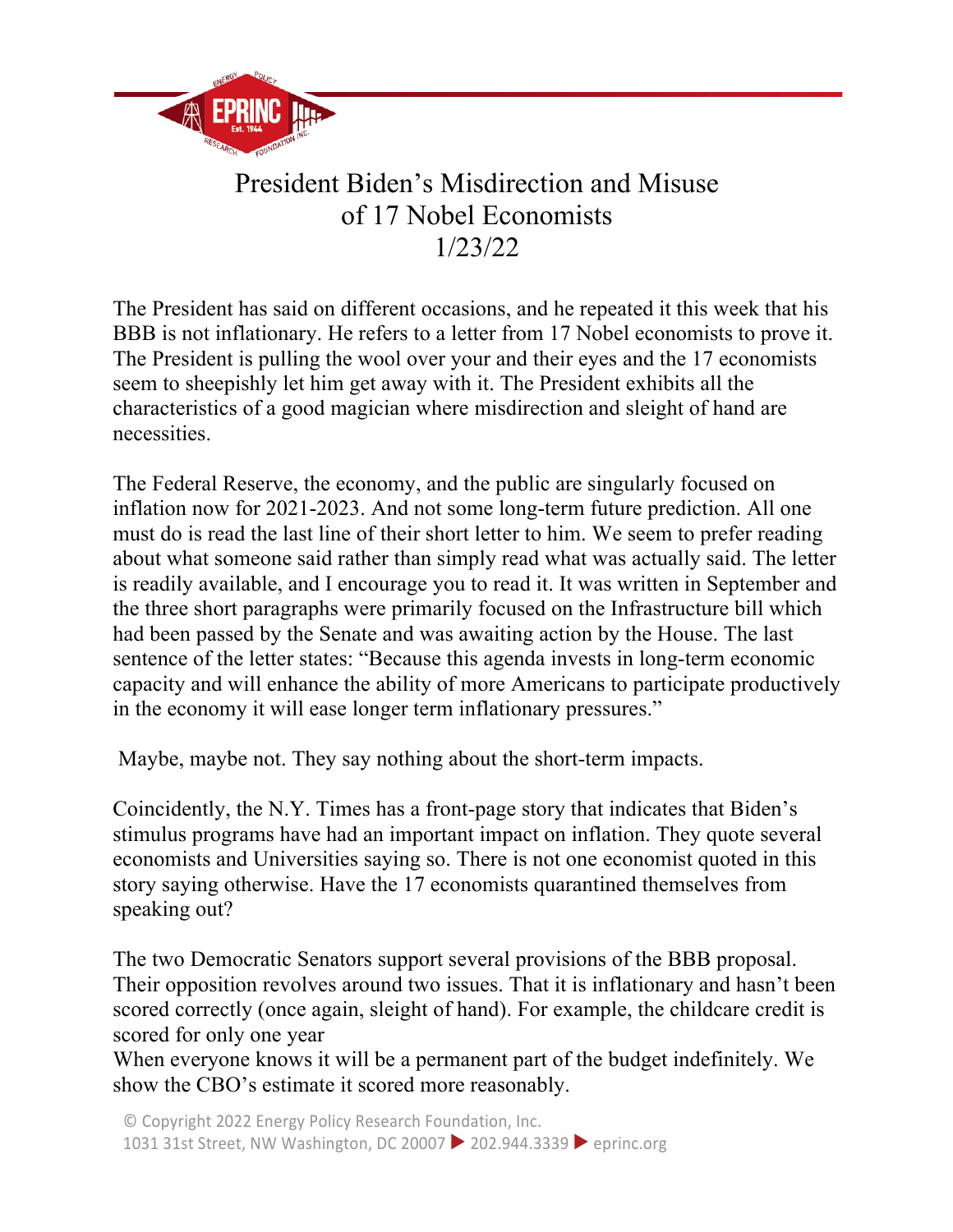# President Biden's Misdirection and Misuse of 17 Nobel Economists

1/23/22

The President has said on different occasions, and he repeated it this week that his BBB is not inflationary. He refers to a letter from 17 Nobel economists to prove it. The President is pulling the wool over your and their eyes and the 17 economists seem to sheepishly let him get away with it. The President exhibits all the characteristics of a good magician where misdirection and sleight of hand are necessities.

The Federal Reserve, the economy, and the public are singularly focused on inflation now for 2021-2023. And not some long-term future prediction. All one must do is read the last line of their short letter to him. We seem to prefer reading about what someone said rather than simply read what was actually said. The letter is readily available, and I encourage you to read it. It was written in September and the three short paragraphs were primarily focused on the Infrastructure bill which had been passed by the Senate and was awaiting action by the House. The last sentence of the letter states: "Because this agenda invests in long-term economic capacity and will enhance the ability of more Americans to participate productively in the economy it will ease longer term inflationary pressures."

Maybe, maybe not. They say nothing about the short-term impacts.

Coincidently, the N.Y. Times has a front-page story that indicates that Biden's stimulus programs have had an important impact on inflation. They quote several economists and Universities saying so. There is not one economist quoted in this story saying otherwise. Have the 17 economists quarantined themselves from speaking out?

The two Democratic Senators support several provisions of the BBB proposal. Their opposition revolves around two issues. That it is inflationary and hasn't been scored correctly (once again, sleight of hand). For example, the childcare credit is scored for only one year
When everyone knows it will be a permanent part of the budget indefinitely. We show the CBO's estimate it scored more reasonably.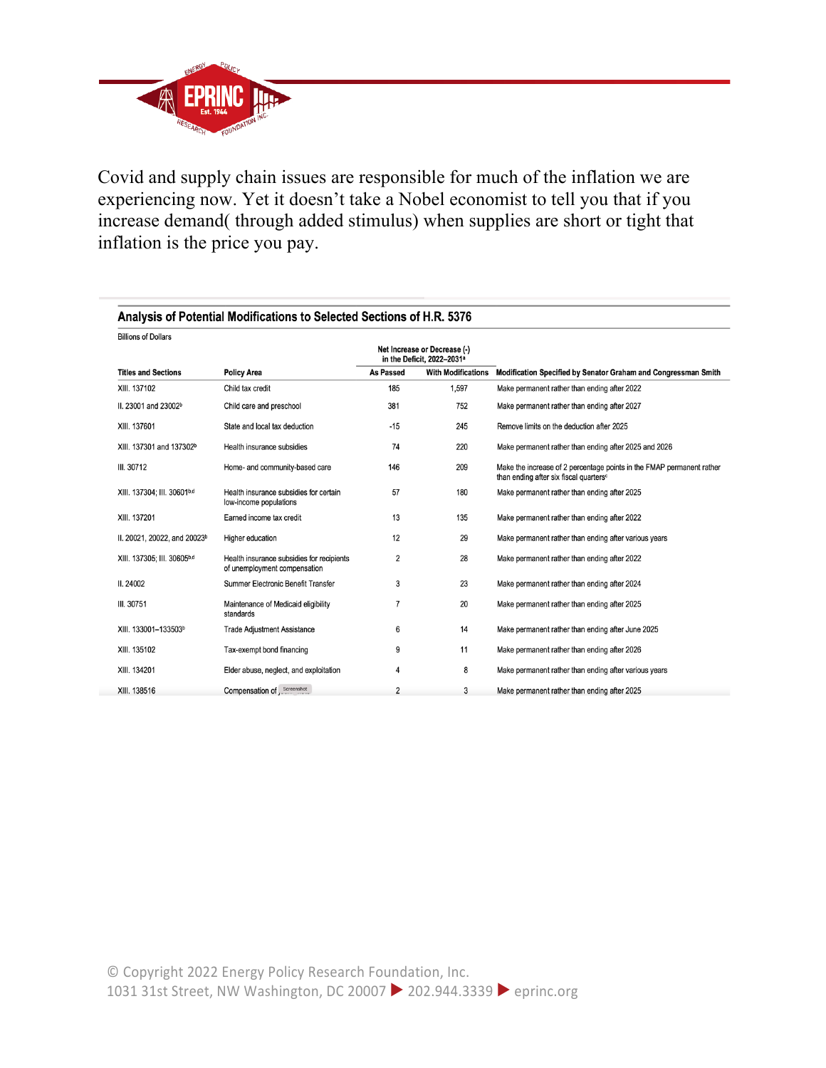Covid and supply chain issues are responsible for much of the inflation we are experiencing now. Yet it doesn't take a Nobel economist to tell you that if you increase demand( through added stimulus) when supplies are short or tight that inflation is the price you pay.

**Analysis of Potential Modifications to Selected Sections of H.R. 5376**

Billions of Dollars

| | | Net Increase or Decrease (-) in the Deficit, 2022–2031[a] | | |
|---|---|---|---|---|
| **Titles and Sections** | **Policy Area** | **As Passed** | **With Modifications** | **Modification Specified by Senator Graham and Congressman Smith** |
| XIII. 137102 | Child tax credit | 185 | 1,597 | Make permanent rather than ending after 2022 |
| II. 23001 and 23002[b] | Child care and preschool | 381 | 752 | Make permanent rather than ending after 2027 |
| XIII. 137601 | State and local tax deduction | -15 | 245 | Remove limits on the deduction after 2025 |
| XIII. 137301 and 137302[b] | Health insurance subsidies | 74 | 220 | Make permanent rather than ending after 2025 and 2026 |
| III. 30712 | Home- and community-based care | 146 | 209 | Make the increase of 2 percentage points in the FMAP permanent rather than ending after six fiscal quarters[c] |
| XIII. 137304; III. 30601[b,d] | Health insurance subsidies for certain low-income populations | 57 | 180 | Make permanent rather than ending after 2025 |
| XIII. 137201 | Earned income tax credit | 13 | 135 | Make permanent rather than ending after 2022 |
| II. 20021, 20022, and 20023[b] | Higher education | 12 | 29 | Make permanent rather than ending after various years |
| XIII. 137305; III. 30605[b,d] | Health insurance subsidies for recipients of unemployment compensation | 2 | 28 | Make permanent rather than ending after 2022 |
| II. 24002 | Summer Electronic Benefit Transfer | 3 | 23 | Make permanent rather than ending after 2024 |
| III. 30751 | Maintenance of Medicaid eligibility standards | 7 | 20 | Make permanent rather than ending after 2025 |
| XIII. 133001–133503[b] | Trade Adjustment Assistance | 6 | 14 | Make permanent rather than ending after June 2025 |
| XIII. 135102 | Tax-exempt bond financing | 9 | 11 | Make permanent rather than ending after 2026 |
| XIII. 134201 | Elder abuse, neglect, and exploitation | 4 | 8 | Make permanent rather than ending after various years |
| XIII. 138516 | Compensation of ... | 2 | 3 | Make permanent rather than ending after 2025 |

© Copyright 2022 Energy Policy Research Foundation, Inc.
1031 31st Street, NW Washington, DC 20007 ▶ 202.944.3339 ▶ eprinc.org